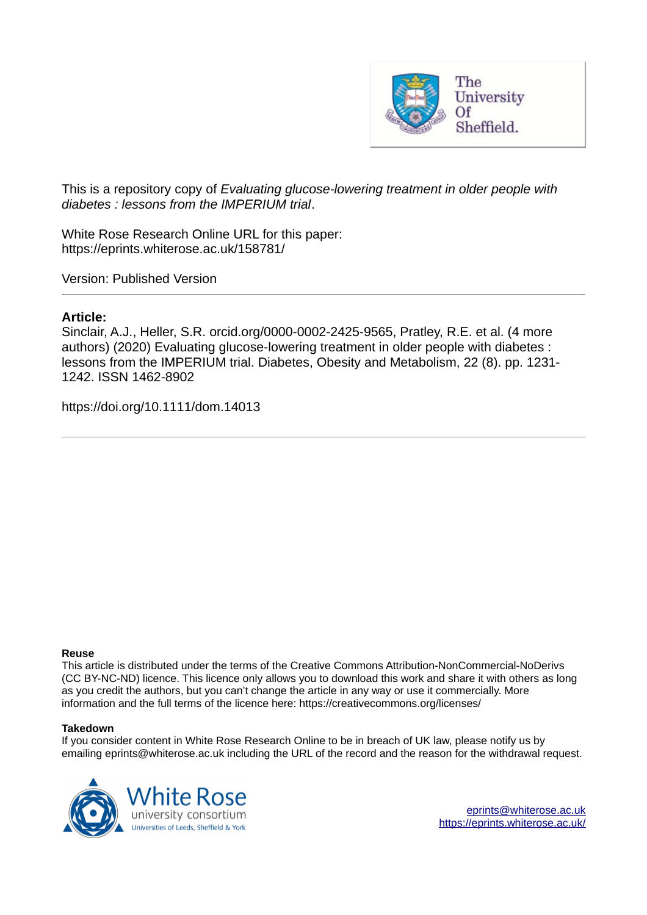This is a repository copy of *Evaluating glucose-lowering treatment in older people with diabetes : lessons from the IMPERIUM trial*.

White Rose Research Online URL for this paper:
https://eprints.whiterose.ac.uk/158781/

Version: Published Version

---

**Article:**

Sinclair, A.J., Heller, S.R. orcid.org/0000-0002-2425-9565, Pratley, R.E. et al. (4 more authors) (2020) Evaluating glucose-lowering treatment in older people with diabetes : lessons from the IMPERIUM trial. Diabetes, Obesity and Metabolism, 22 (8). pp. 1231-1242. ISSN 1462-8902

https://doi.org/10.1111/dom.14013

---

**Reuse**

This article is distributed under the terms of the Creative Commons Attribution-NonCommercial-NoDerivs (CC BY-NC-ND) licence. This licence only allows you to download this work and share it with others as long as you credit the authors, but you can't change the article in any way or use it commercially. More information and the full terms of the licence here: https://creativecommons.org/licenses/

**Takedown**

If you consider content in White Rose Research Online to be in breach of UK law, please notify us by emailing eprints@whiterose.ac.uk including the URL of the record and the reason for the withdrawal request.

eprints@whiterose.ac.uk
https://eprints.whiterose.ac.uk/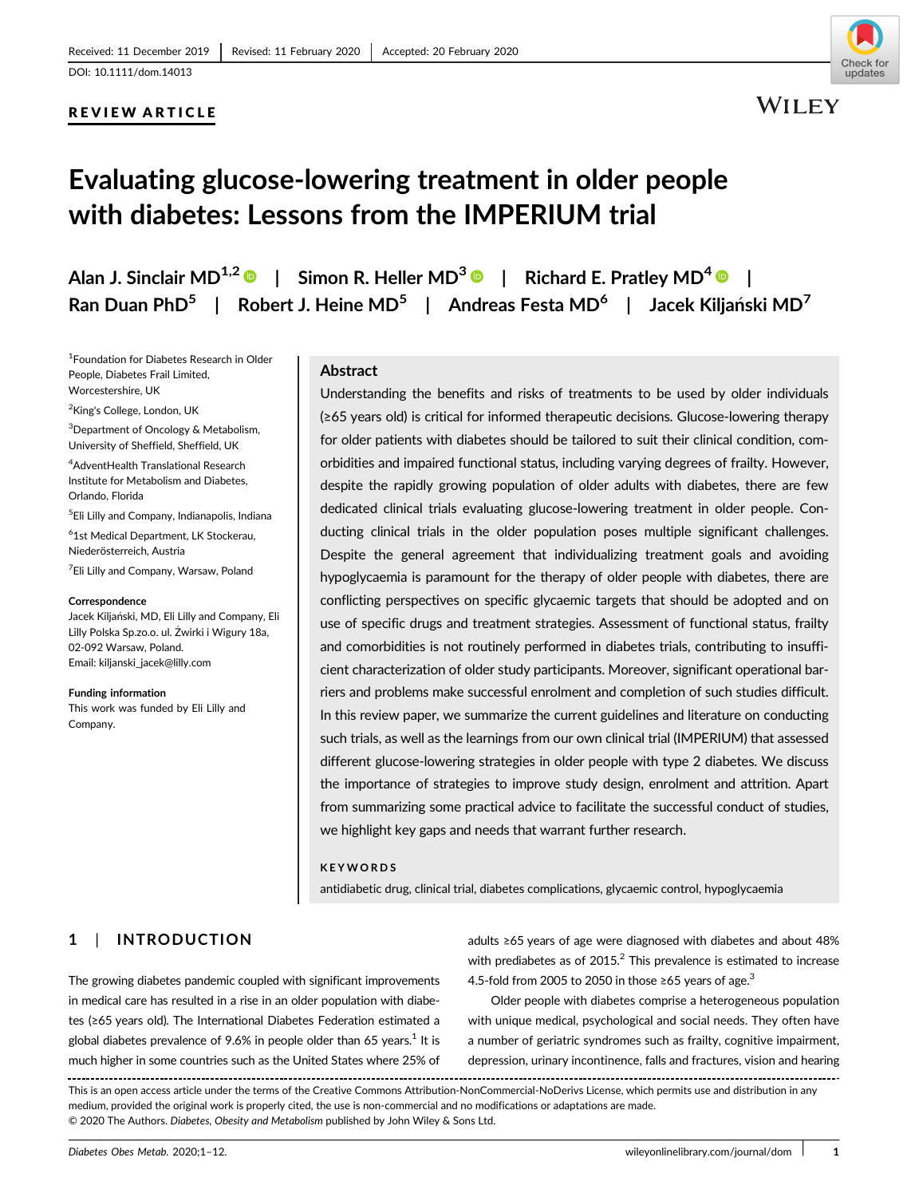Received: 11 December 2019 | Revised: 11 February 2020 | Accepted: 20 February 2020

DOI: 10.1111/dom.14013

**REVIEW ARTICLE**

# Evaluating glucose-lowering treatment in older people with diabetes: Lessons from the IMPERIUM trial

**Alan J. Sinclair MD[1,2] | Simon R. Heller MD[3] | Richard E. Pratley MD[4] | Ran Duan PhD[5] | Robert J. Heine MD[5] | Andreas Festa MD[6] | Jacek Kiljański MD[7]**

[1]Foundation for Diabetes Research in Older People, Diabetes Frail Limited, Worcestershire, UK

[2]King's College, London, UK

[3]Department of Oncology & Metabolism, University of Sheffield, Sheffield, UK

[4]AdventHealth Translational Research Institute for Metabolism and Diabetes, Orlando, Florida

[5]Eli Lilly and Company, Indianapolis, Indiana

[6]1st Medical Department, LK Stockerau, Niederösterreich, Austria

[7]Eli Lilly and Company, Warsaw, Poland

**Correspondence**
Jacek Kiljański, MD, Eli Lilly and Company, Eli Lilly Polska Sp.zo.o. ul. Żwirki i Wigury 18a, 02-092 Warsaw, Poland.
Email: kiljanski_jacek@lilly.com

**Funding information**
This work was funded by Eli Lilly and Company.

## Abstract

Understanding the benefits and risks of treatments to be used by older individuals (≥65 years old) is critical for informed therapeutic decisions. Glucose-lowering therapy for older patients with diabetes should be tailored to suit their clinical condition, comorbidities and impaired functional status, including varying degrees of frailty. However, despite the rapidly growing population of older adults with diabetes, there are few dedicated clinical trials evaluating glucose-lowering treatment in older people. Conducting clinical trials in the older population poses multiple significant challenges. Despite the general agreement that individualizing treatment goals and avoiding hypoglycaemia is paramount for the therapy of older people with diabetes, there are conflicting perspectives on specific glycaemic targets that should be adopted and on use of specific drugs and treatment strategies. Assessment of functional status, frailty and comorbidities is not routinely performed in diabetes trials, contributing to insufficient characterization of older study participants. Moreover, significant operational barriers and problems make successful enrolment and completion of such studies difficult. In this review paper, we summarize the current guidelines and literature on conducting such trials, as well as the learnings from our own clinical trial (IMPERIUM) that assessed different glucose-lowering strategies in older people with type 2 diabetes. We discuss the importance of strategies to improve study design, enrolment and attrition. Apart from summarizing some practical advice to facilitate the successful conduct of studies, we highlight key gaps and needs that warrant further research.

**KEYWORDS**

antidiabetic drug, clinical trial, diabetes complications, glycaemic control, hypoglycaemia

## 1 | INTRODUCTION

The growing diabetes pandemic coupled with significant improvements in medical care has resulted in a rise in an older population with diabetes (≥65 years old). The International Diabetes Federation estimated a global diabetes prevalence of 9.6% in people older than 65 years.[1] It is much higher in some countries such as the United States where 25% of adults ≥65 years of age were diagnosed with diabetes and about 48% with prediabetes as of 2015.[2] This prevalence is estimated to increase 4.5-fold from 2005 to 2050 in those ≥65 years of age.[3]

Older people with diabetes comprise a heterogeneous population with unique medical, psychological and social needs. They often have a number of geriatric syndromes such as frailty, cognitive impairment, depression, urinary incontinence, falls and fractures, vision and hearing

This is an open access article under the terms of the Creative Commons Attribution-NonCommercial-NoDerivs License, which permits use and distribution in any medium, provided the original work is properly cited, the use is non-commercial and no modifications or adaptations are made.
© 2020 The Authors. *Diabetes, Obesity and Metabolism* published by John Wiley & Sons Ltd.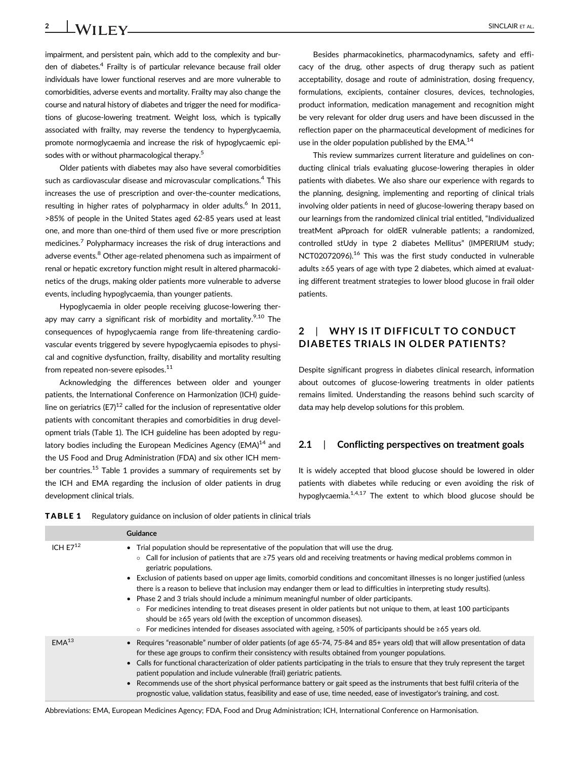impairment, and persistent pain, which add to the complexity and burden of diabetes.[4] Frailty is of particular relevance because frail older individuals have lower functional reserves and are more vulnerable to comorbidities, adverse events and mortality. Frailty may also change the course and natural history of diabetes and trigger the need for modifications of glucose-lowering treatment. Weight loss, which is typically associated with frailty, may reverse the tendency to hyperglycaemia, promote normoglycaemia and increase the risk of hypoglycaemic episodes with or without pharmacological therapy.[5]

Older patients with diabetes may also have several comorbidities such as cardiovascular disease and microvascular complications.[4] This increases the use of prescription and over-the-counter medications, resulting in higher rates of polypharmacy in older adults.[6] In 2011, >85% of people in the United States aged 62-85 years used at least one, and more than one-third of them used five or more prescription medicines.[7] Polypharmacy increases the risk of drug interactions and adverse events.[8] Other age-related phenomena such as impairment of renal or hepatic excretory function might result in altered pharmacokinetics of the drugs, making older patients more vulnerable to adverse events, including hypoglycaemia, than younger patients.

Hypoglycaemia in older people receiving glucose-lowering therapy may carry a significant risk of morbidity and mortality.[9,10] The consequences of hypoglycaemia range from life-threatening cardiovascular events triggered by severe hypoglycaemia episodes to physical and cognitive dysfunction, frailty, disability and mortality resulting from repeated non-severe episodes.[11]

Acknowledging the differences between older and younger patients, the International Conference on Harmonization (ICH) guideline on geriatrics (E7)[12] called for the inclusion of representative older patients with concomitant therapies and comorbidities in drug development trials (Table 1). The ICH guideline has been adopted by regulatory bodies including the European Medicines Agency (EMA)[14] and the US Food and Drug Administration (FDA) and six other ICH member countries.[15] Table 1 provides a summary of requirements set by the ICH and EMA regarding the inclusion of older patients in drug development clinical trials.

Besides pharmacokinetics, pharmacodynamics, safety and efficacy of the drug, other aspects of drug therapy such as patient acceptability, dosage and route of administration, dosing frequency, formulations, excipients, container closures, devices, technologies, product information, medication management and recognition might be very relevant for older drug users and have been discussed in the reflection paper on the pharmaceutical development of medicines for use in the older population published by the EMA.[14]

This review summarizes current literature and guidelines on conducting clinical trials evaluating glucose-lowering therapies in older patients with diabetes. We also share our experience with regards to the planning, designing, implementing and reporting of clinical trials involving older patients in need of glucose-lowering therapy based on our learnings from the randomized clinical trial entitled, "Individualized treatMent aPproach for oldER vulnerable patIents; a randomized, controlled stUdy in type 2 diabetes Mellitus" (IMPERIUM study; NCT02072096).[16] This was the first study conducted in vulnerable adults ≥65 years of age with type 2 diabetes, which aimed at evaluating different treatment strategies to lower blood glucose in frail older patients.

## 2 | WHY IS IT DIFFICULT TO CONDUCT DIABETES TRIALS IN OLDER PATIENTS?

Despite significant progress in diabetes clinical research, information about outcomes of glucose-lowering treatments in older patients remains limited. Understanding the reasons behind such scarcity of data may help develop solutions for this problem.

### 2.1 | Conflicting perspectives on treatment goals

It is widely accepted that blood glucose should be lowered in older patients with diabetes while reducing or even avoiding the risk of hypoglycaemia.[1,4,17] The extent to which blood glucose should be

**TABLE 1** Regulatory guidance on inclusion of older patients in clinical trials

| | Guidance |
|---|---|
| ICH E7[12] | • Trial population should be representative of the population that will use the drug.<br>  ○ Call for inclusion of patients that are ≥75 years old and receiving treatments or having medical problems common in geriatric populations.<br>• Exclusion of patients based on upper age limits, comorbid conditions and concomitant illnesses is no longer justified (unless there is a reason to believe that inclusion may endanger them or lead to difficulties in interpreting study results).<br>• Phase 2 and 3 trials should include a minimum meaningful number of older participants.<br>  ○ For medicines intending to treat diseases present in older patients but not unique to them, at least 100 participants should be ≥65 years old (with the exception of uncommon diseases).<br>  ○ For medicines intended for diseases associated with ageing, ≥50% of participants should be ≥65 years old. |
| EMA[13] | • Requires "reasonable" number of older patients (of age 65-74, 75-84 and 85+ years old) that will allow presentation of data for these age groups to confirm their consistency with results obtained from younger populations.<br>• Calls for functional characterization of older patients participating in the trials to ensure that they truly represent the target patient population and include vulnerable (frail) geriatric patients.<br>• Recommends use of the short physical performance battery or gait speed as the instruments that best fulfil criteria of the prognostic value, validation status, feasibility and ease of use, time needed, ease of investigator's training, and cost. |

Abbreviations: EMA, European Medicines Agency; FDA, Food and Drug Administration; ICH, International Conference on Harmonisation.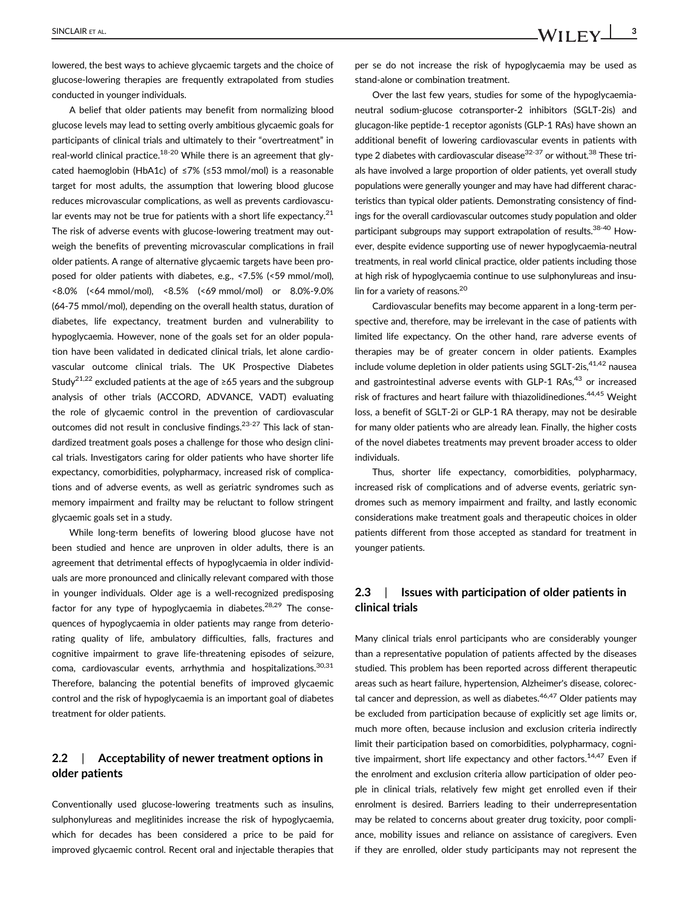lowered, the best ways to achieve glycaemic targets and the choice of glucose-lowering therapies are frequently extrapolated from studies conducted in younger individuals.

A belief that older patients may benefit from normalizing blood glucose levels may lead to setting overly ambitious glycaemic goals for participants of clinical trials and ultimately to their "overtreatment" in real-world clinical practice.[18-20] While there is an agreement that glycated haemoglobin (HbA1c) of ≤7% (≤53 mmol/mol) is a reasonable target for most adults, the assumption that lowering blood glucose reduces microvascular complications, as well as prevents cardiovascular events may not be true for patients with a short life expectancy.[21] The risk of adverse events with glucose-lowering treatment may outweigh the benefits of preventing microvascular complications in frail older patients. A range of alternative glycaemic targets have been proposed for older patients with diabetes, e.g., <7.5% (<59 mmol/mol), <8.0% (<64 mmol/mol), <8.5% (<69 mmol/mol) or 8.0%-9.0% (64-75 mmol/mol), depending on the overall health status, duration of diabetes, life expectancy, treatment burden and vulnerability to hypoglycaemia. However, none of the goals set for an older population have been validated in dedicated clinical trials, let alone cardiovascular outcome clinical trials. The UK Prospective Diabetes Study[21,22] excluded patients at the age of ≥65 years and the subgroup analysis of other trials (ACCORD, ADVANCE, VADT) evaluating the role of glycaemic control in the prevention of cardiovascular outcomes did not result in conclusive findings.[23-27] This lack of standardized treatment goals poses a challenge for those who design clinical trials. Investigators caring for older patients who have shorter life expectancy, comorbidities, polypharmacy, increased risk of complications and of adverse events, as well as geriatric syndromes such as memory impairment and frailty may be reluctant to follow stringent glycaemic goals set in a study.

While long-term benefits of lowering blood glucose have not been studied and hence are unproven in older adults, there is an agreement that detrimental effects of hypoglycaemia in older individuals are more pronounced and clinically relevant compared with those in younger individuals. Older age is a well-recognized predisposing factor for any type of hypoglycaemia in diabetes.[28,29] The consequences of hypoglycaemia in older patients may range from deteriorating quality of life, ambulatory difficulties, falls, fractures and cognitive impairment to grave life-threatening episodes of seizure, coma, cardiovascular events, arrhythmia and hospitalizations.[30,31] Therefore, balancing the potential benefits of improved glycaemic control and the risk of hypoglycaemia is an important goal of diabetes treatment for older patients.

### 2.2 | Acceptability of newer treatment options in older patients

Conventionally used glucose-lowering treatments such as insulins, sulphonylureas and meglitinides increase the risk of hypoglycaemia, which for decades has been considered a price to be paid for improved glycaemic control. Recent oral and injectable therapies that per se do not increase the risk of hypoglycaemia may be used as stand-alone or combination treatment.

Over the last few years, studies for some of the hypoglycaemia-neutral sodium-glucose cotransporter-2 inhibitors (SGLT-2is) and glucagon-like peptide-1 receptor agonists (GLP-1 RAs) have shown an additional benefit of lowering cardiovascular events in patients with type 2 diabetes with cardiovascular disease[32-37] or without.[38] These trials have involved a large proportion of older patients, yet overall study populations were generally younger and may have had different characteristics than typical older patients. Demonstrating consistency of findings for the overall cardiovascular outcomes study population and older participant subgroups may support extrapolation of results.[38-40] However, despite evidence supporting use of newer hypoglycaemia-neutral treatments, in real world clinical practice, older patients including those at high risk of hypoglycaemia continue to use sulphonylureas and insulin for a variety of reasons.[20]

Cardiovascular benefits may become apparent in a long-term perspective and, therefore, may be irrelevant in the case of patients with limited life expectancy. On the other hand, rare adverse events of therapies may be of greater concern in older patients. Examples include volume depletion in older patients using SGLT-2is,[41,42] nausea and gastrointestinal adverse events with GLP-1 RAs,[43] or increased risk of fractures and heart failure with thiazolidinediones.[44,45] Weight loss, a benefit of SGLT-2i or GLP-1 RA therapy, may not be desirable for many older patients who are already lean. Finally, the higher costs of the novel diabetes treatments may prevent broader access to older individuals.

Thus, shorter life expectancy, comorbidities, polypharmacy, increased risk of complications and of adverse events, geriatric syndromes such as memory impairment and frailty, and lastly economic considerations make treatment goals and therapeutic choices in older patients different from those accepted as standard for treatment in younger patients.

### 2.3 | Issues with participation of older patients in clinical trials

Many clinical trials enrol participants who are considerably younger than a representative population of patients affected by the diseases studied. This problem has been reported across different therapeutic areas such as heart failure, hypertension, Alzheimer's disease, colorectal cancer and depression, as well as diabetes.[46,47] Older patients may be excluded from participation because of explicitly set age limits or, much more often, because inclusion and exclusion criteria indirectly limit their participation based on comorbidities, polypharmacy, cognitive impairment, short life expectancy and other factors.[14,47] Even if the enrolment and exclusion criteria allow participation of older people in clinical trials, relatively few might get enrolled even if their enrolment is desired. Barriers leading to their underrepresentation may be related to concerns about greater drug toxicity, poor compliance, mobility issues and reliance on assistance of caregivers. Even if they are enrolled, older study participants may not represent the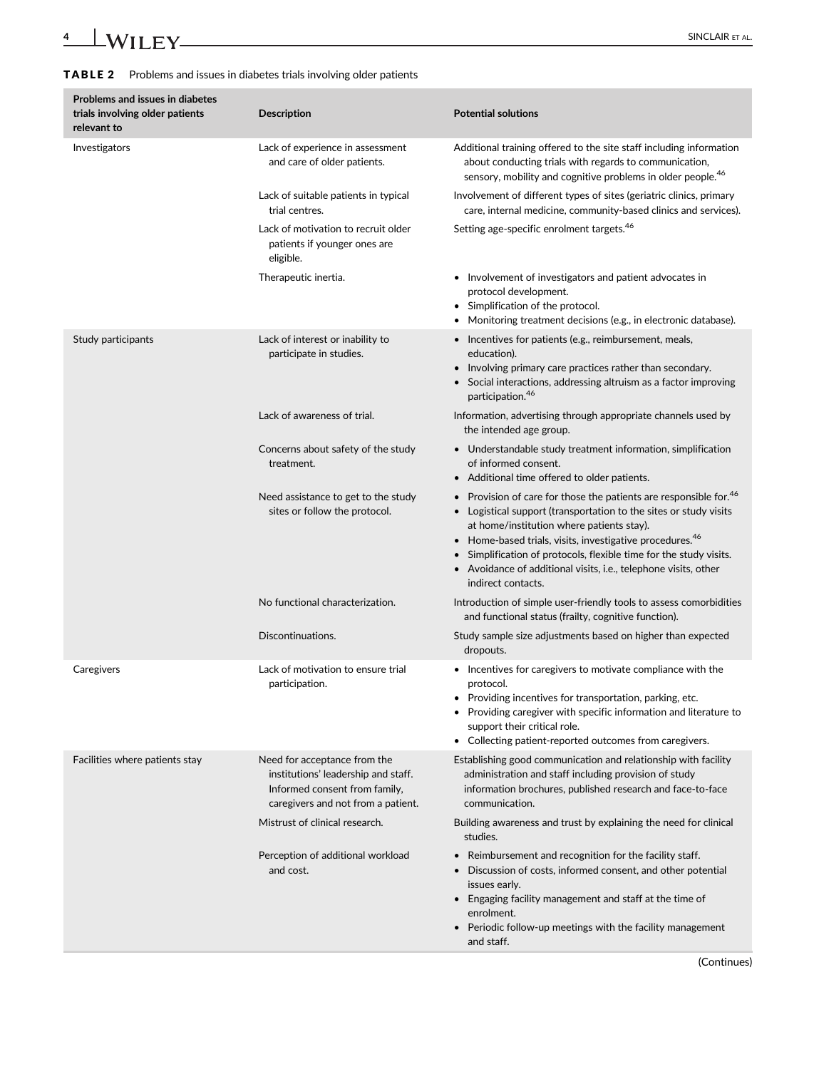**TABLE 2** Problems and issues in diabetes trials involving older patients

| Problems and issues in diabetes trials involving older patients relevant to | Description | Potential solutions |
|---|---|---|
| Investigators | Lack of experience in assessment and care of older patients. | Additional training offered to the site staff including information about conducting trials with regards to communication, sensory, mobility and cognitive problems in older people.[46] |
| | Lack of suitable patients in typical trial centres. | Involvement of different types of sites (geriatric clinics, primary care, internal medicine, community-based clinics and services). |
| | Lack of motivation to recruit older patients if younger ones are eligible. | Setting age-specific enrolment targets.[46] |
| | Therapeutic inertia. | • Involvement of investigators and patient advocates in protocol development.<br>• Simplification of the protocol.<br>• Monitoring treatment decisions (e.g., in electronic database). |
| Study participants | Lack of interest or inability to participate in studies. | • Incentives for patients (e.g., reimbursement, meals, education).<br>• Involving primary care practices rather than secondary.<br>• Social interactions, addressing altruism as a factor improving participation.[46] |
| | Lack of awareness of trial. | Information, advertising through appropriate channels used by the intended age group. |
| | Concerns about safety of the study treatment. | • Understandable study treatment information, simplification of informed consent.<br>• Additional time offered to older patients. |
| | Need assistance to get to the study sites or follow the protocol. | • Provision of care for those the patients are responsible for.[46]<br>• Logistical support (transportation to the sites or study visits at home/institution where patients stay).<br>• Home-based trials, visits, investigative procedures.[46]<br>• Simplification of protocols, flexible time for the study visits.<br>• Avoidance of additional visits, i.e., telephone visits, other indirect contacts. |
| | No functional characterization. | Introduction of simple user-friendly tools to assess comorbidities and functional status (frailty, cognitive function). |
| | Discontinuations. | Study sample size adjustments based on higher than expected dropouts. |
| Caregivers | Lack of motivation to ensure trial participation. | • Incentives for caregivers to motivate compliance with the protocol.<br>• Providing incentives for transportation, parking, etc.<br>• Providing caregiver with specific information and literature to support their critical role.<br>• Collecting patient-reported outcomes from caregivers. |
| Facilities where patients stay | Need for acceptance from the institutions' leadership and staff. Informed consent from family, caregivers and not from a patient. | Establishing good communication and relationship with facility administration and staff including provision of study information brochures, published research and face-to-face communication. |
| | Mistrust of clinical research. | Building awareness and trust by explaining the need for clinical studies. |
| | Perception of additional workload and cost. | • Reimbursement and recognition for the facility staff.<br>• Discussion of costs, informed consent, and other potential issues early.<br>• Engaging facility management and staff at the time of enrolment.<br>• Periodic follow-up meetings with the facility management and staff. |

(Continues)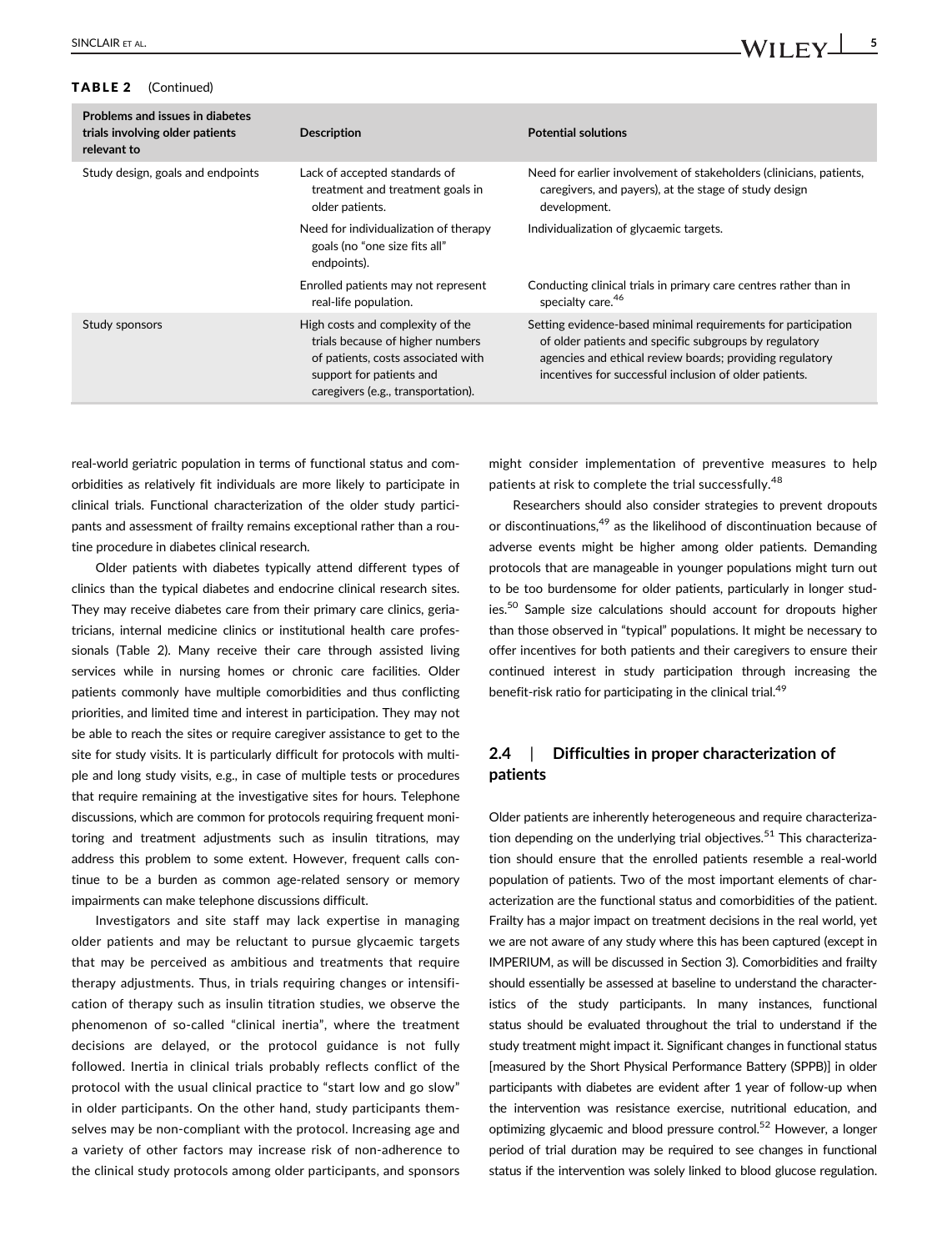**TABLE 2** (Continued)

| Problems and issues in diabetes trials involving older patients relevant to | Description | Potential solutions |
|---|---|---|
| Study design, goals and endpoints | Lack of accepted standards of treatment and treatment goals in older patients. | Need for earlier involvement of stakeholders (clinicians, patients, caregivers, and payers), at the stage of study design development. |
| | Need for individualization of therapy goals (no "one size fits all" endpoints). | Individualization of glycaemic targets. |
| | Enrolled patients may not represent real-life population. | Conducting clinical trials in primary care centres rather than in specialty care.[46] |
| Study sponsors | High costs and complexity of the trials because of higher numbers of patients, costs associated with support for patients and caregivers (e.g., transportation). | Setting evidence-based minimal requirements for participation of older patients and specific subgroups by regulatory agencies and ethical review boards; providing regulatory incentives for successful inclusion of older patients. |

real-world geriatric population in terms of functional status and comorbidities as relatively fit individuals are more likely to participate in clinical trials. Functional characterization of the older study participants and assessment of frailty remains exceptional rather than a routine procedure in diabetes clinical research.

Older patients with diabetes typically attend different types of clinics than the typical diabetes and endocrine clinical research sites. They may receive diabetes care from their primary care clinics, geriatricians, internal medicine clinics or institutional health care professionals (Table 2). Many receive their care through assisted living services while in nursing homes or chronic care facilities. Older patients commonly have multiple comorbidities and thus conflicting priorities, and limited time and interest in participation. They may not be able to reach the sites or require caregiver assistance to get to the site for study visits. It is particularly difficult for protocols with multiple and long study visits, e.g., in case of multiple tests or procedures that require remaining at the investigative sites for hours. Telephone discussions, which are common for protocols requiring frequent monitoring and treatment adjustments such as insulin titrations, may address this problem to some extent. However, frequent calls continue to be a burden as common age-related sensory or memory impairments can make telephone discussions difficult.

Investigators and site staff may lack expertise in managing older patients and may be reluctant to pursue glycaemic targets that may be perceived as ambitious and treatments that require therapy adjustments. Thus, in trials requiring changes or intensification of therapy such as insulin titration studies, we observe the phenomenon of so-called "clinical inertia", where the treatment decisions are delayed, or the protocol guidance is not fully followed. Inertia in clinical trials probably reflects conflict of the protocol with the usual clinical practice to "start low and go slow" in older participants. On the other hand, study participants themselves may be non-compliant with the protocol. Increasing age and a variety of other factors may increase risk of non-adherence to the clinical study protocols among older participants, and sponsors might consider implementation of preventive measures to help patients at risk to complete the trial successfully.[48]

Researchers should also consider strategies to prevent dropouts or discontinuations,[49] as the likelihood of discontinuation because of adverse events might be higher among older patients. Demanding protocols that are manageable in younger populations might turn out to be too burdensome for older patients, particularly in longer studies.[50] Sample size calculations should account for dropouts higher than those observed in "typical" populations. It might be necessary to offer incentives for both patients and their caregivers to ensure their continued interest in study participation through increasing the benefit-risk ratio for participating in the clinical trial.[49]

## 2.4 | Difficulties in proper characterization of patients

Older patients are inherently heterogeneous and require characterization depending on the underlying trial objectives.[51] This characterization should ensure that the enrolled patients resemble a real-world population of patients. Two of the most important elements of characterization are the functional status and comorbidities of the patient. Frailty has a major impact on treatment decisions in the real world, yet we are not aware of any study where this has been captured (except in IMPERIUM, as will be discussed in Section 3). Comorbidities and frailty should essentially be assessed at baseline to understand the characteristics of the study participants. In many instances, functional status should be evaluated throughout the trial to understand if the study treatment might impact it. Significant changes in functional status [measured by the Short Physical Performance Battery (SPPB)] in older participants with diabetes are evident after 1 year of follow-up when the intervention was resistance exercise, nutritional education, and optimizing glycaemic and blood pressure control.[52] However, a longer period of trial duration may be required to see changes in functional status if the intervention was solely linked to blood glucose regulation.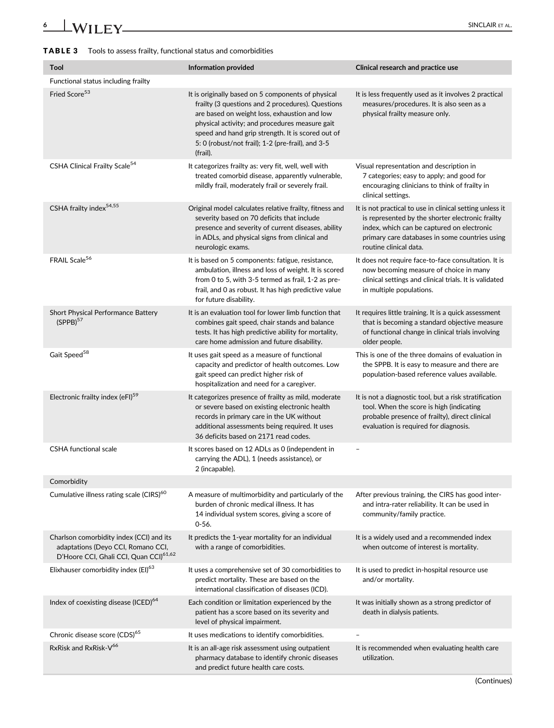**TABLE 3** Tools to assess frailty, functional status and comorbidities

| Tool | Information provided | Clinical research and practice use |
|---|---|---|
| Functional status including frailty | | |
| Fried Score[53] | It is originally based on 5 components of physical frailty (3 questions and 2 procedures). Questions are based on weight loss, exhaustion and low physical activity; and procedures measure gait speed and hand grip strength. It is scored out of 5: 0 (robust/not frail); 1-2 (pre-frail), and 3-5 (frail). | It is less frequently used as it involves 2 practical measures/procedures. It is also seen as a physical frailty measure only. |
| CSHA Clinical Frailty Scale[54] | It categorizes frailty as: very fit, well, well with treated comorbid disease, apparently vulnerable, mildly frail, moderately frail or severely frail. | Visual representation and description in 7 categories; easy to apply; and good for encouraging clinicians to think of frailty in clinical settings. |
| CSHA frailty index[54,55] | Original model calculates relative frailty, fitness and severity based on 70 deficits that include presence and severity of current diseases, ability in ADLs, and physical signs from clinical and neurologic exams. | It is not practical to use in clinical setting unless it is represented by the shorter electronic frailty index, which can be captured on electronic primary care databases in some countries using routine clinical data. |
| FRAIL Scale[56] | It is based on 5 components: fatigue, resistance, ambulation, illness and loss of weight. It is scored from 0 to 5, with 3-5 termed as frail, 1-2 as pre-frail, and 0 as robust. It has high predictive value for future disability. | It does not require face-to-face consultation. It is now becoming measure of choice in many clinical settings and clinical trials. It is validated in multiple populations. |
| Short Physical Performance Battery (SPPB)[57] | It is an evaluation tool for lower limb function that combines gait speed, chair stands and balance tests. It has high predictive ability for mortality, care home admission and future disability. | It requires little training. It is a quick assessment that is becoming a standard objective measure of functional change in clinical trials involving older people. |
| Gait Speed[58] | It uses gait speed as a measure of functional capacity and predictor of health outcomes. Low gait speed can predict higher risk of hospitalization and need for a caregiver. | This is one of the three domains of evaluation in the SPPB. It is easy to measure and there are population-based reference values available. |
| Electronic frailty index (eFI)[59] | It categorizes presence of frailty as mild, moderate or severe based on existing electronic health records in primary care in the UK without additional assessments being required. It uses 36 deficits based on 2171 read codes. | It is not a diagnostic tool, but a risk stratification tool. When the score is high (indicating probable presence of frailty), direct clinical evaluation is required for diagnosis. |
| CSHA functional scale | It scores based on 12 ADLs as 0 (independent in carrying the ADL), 1 (needs assistance), or 2 (incapable). | – |
| Comorbidity | | |
| Cumulative illness rating scale (CIRS)[60] | A measure of multimorbidity and particularly of the burden of chronic medical illness. It has 14 individual system scores, giving a score of 0-56. | After previous training, the CIRS has good inter- and intra-rater reliability. It can be used in community/family practice. |
| Charlson comorbidity index (CCI) and its adaptations (Deyo CCI, Romano CCI, D'Hoore CCI, Ghali CCI, Quan CCI)[61,62] | It predicts the 1-year mortality for an individual with a range of comorbidities. | It is a widely used and a recommended index when outcome of interest is mortality. |
| Elixhauser comorbidity index (EI)[63] | It uses a comprehensive set of 30 comorbidities to predict mortality. These are based on the international classification of diseases (ICD). | It is used to predict in-hospital resource use and/or mortality. |
| Index of coexisting disease (ICED)[64] | Each condition or limitation experienced by the patient has a score based on its severity and level of physical impairment. | It was initially shown as a strong predictor of death in dialysis patients. |
| Chronic disease score (CDS)[65] | It uses medications to identify comorbidities. | – |
| RxRisk and RxRisk-V[66] | It is an all-age risk assessment using outpatient pharmacy database to identify chronic diseases and predict future health care costs. | It is recommended when evaluating health care utilization. |

(Continues)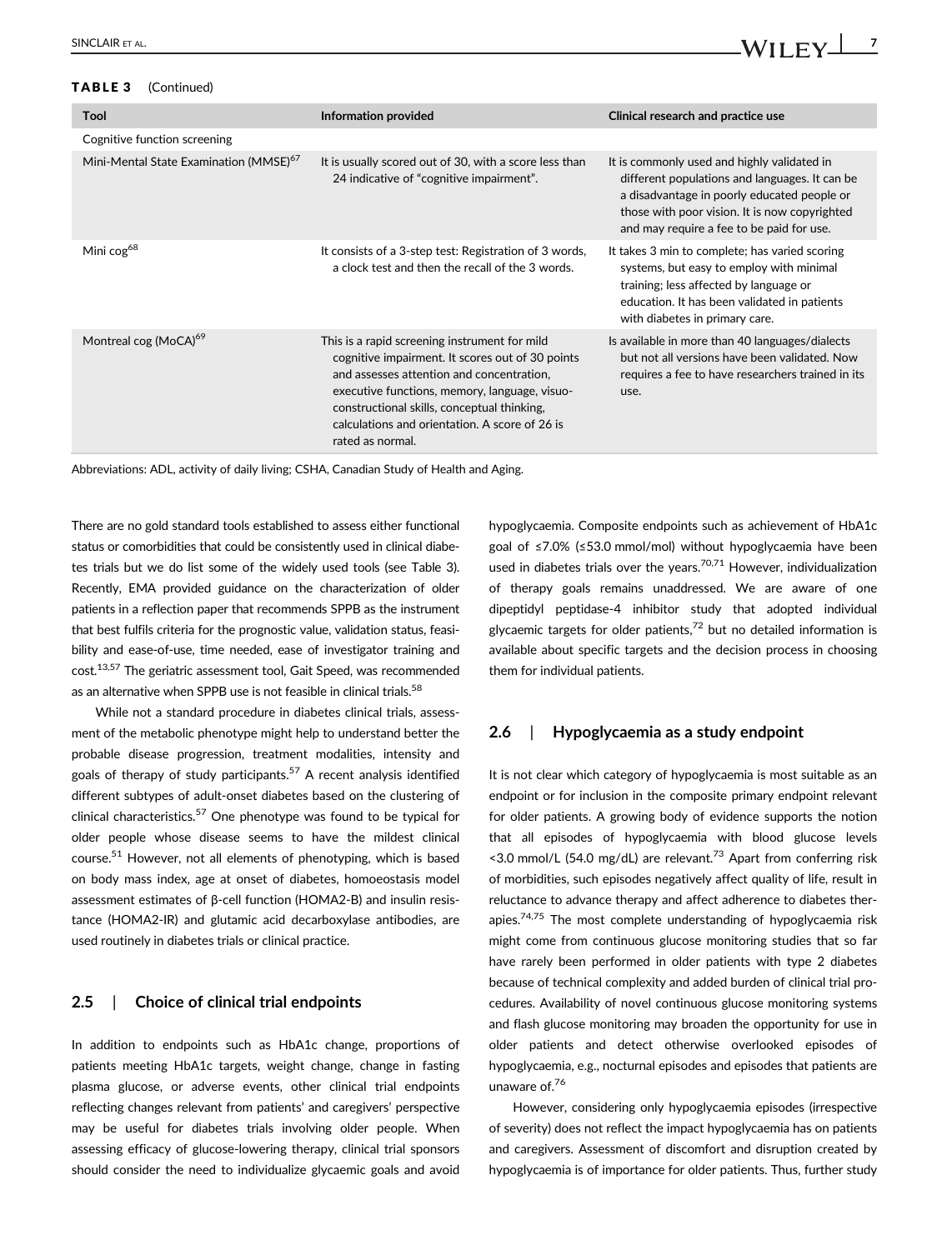**TABLE 3** (Continued)

| Tool | Information provided | Clinical research and practice use |
|---|---|---|
| Cognitive function screening | | |
| Mini-Mental State Examination (MMSE)[67] | It is usually scored out of 30, with a score less than 24 indicative of "cognitive impairment". | It is commonly used and highly validated in different populations and languages. It can be a disadvantage in poorly educated people or those with poor vision. It is now copyrighted and may require a fee to be paid for use. |
| Mini cog[68] | It consists of a 3-step test: Registration of 3 words, a clock test and then the recall of the 3 words. | It takes 3 min to complete; has varied scoring systems, but easy to employ with minimal training; less affected by language or education. It has been validated in patients with diabetes in primary care. |
| Montreal cog (MoCA)[69] | This is a rapid screening instrument for mild cognitive impairment. It scores out of 30 points and assesses attention and concentration, executive functions, memory, language, visuo-constructional skills, conceptual thinking, calculations and orientation. A score of 26 is rated as normal. | Is available in more than 40 languages/dialects but not all versions have been validated. Now requires a fee to have researchers trained in its use. |

Abbreviations: ADL, activity of daily living; CSHA, Canadian Study of Health and Aging.

There are no gold standard tools established to assess either functional status or comorbidities that could be consistently used in clinical diabetes trials but we do list some of the widely used tools (see Table 3). Recently, EMA provided guidance on the characterization of older patients in a reflection paper that recommends SPPB as the instrument that best fulfils criteria for the prognostic value, validation status, feasibility and ease-of-use, time needed, ease of investigator training and cost.[13,57] The geriatric assessment tool, Gait Speed, was recommended as an alternative when SPPB use is not feasible in clinical trials.[58]

While not a standard procedure in diabetes clinical trials, assessment of the metabolic phenotype might help to understand better the probable disease progression, treatment modalities, intensity and goals of therapy of study participants.[57] A recent analysis identified different subtypes of adult-onset diabetes based on the clustering of clinical characteristics.[57] One phenotype was found to be typical for older people whose disease seems to have the mildest clinical course.[51] However, not all elements of phenotyping, which is based on body mass index, age at onset of diabetes, homoeostasis model assessment estimates of β-cell function (HOMA2-B) and insulin resistance (HOMA2-IR) and glutamic acid decarboxylase antibodies, are used routinely in diabetes trials or clinical practice.

## 2.5 | Choice of clinical trial endpoints

In addition to endpoints such as HbA1c change, proportions of patients meeting HbA1c targets, weight change, change in fasting plasma glucose, or adverse events, other clinical trial endpoints reflecting changes relevant from patients' and caregivers' perspective may be useful for diabetes trials involving older people. When assessing efficacy of glucose-lowering therapy, clinical trial sponsors should consider the need to individualize glycaemic goals and avoid hypoglycaemia. Composite endpoints such as achievement of HbA1c goal of ≤7.0% (≤53.0 mmol/mol) without hypoglycaemia have been used in diabetes trials over the years.[70,71] However, individualization of therapy goals remains unaddressed. We are aware of one dipeptidyl peptidase-4 inhibitor study that adopted individual glycaemic targets for older patients,[72] but no detailed information is available about specific targets and the decision process in choosing them for individual patients.

## 2.6 | Hypoglycaemia as a study endpoint

It is not clear which category of hypoglycaemia is most suitable as an endpoint or for inclusion in the composite primary endpoint relevant for older patients. A growing body of evidence supports the notion that all episodes of hypoglycaemia with blood glucose levels <3.0 mmol/L (54.0 mg/dL) are relevant.[73] Apart from conferring risk of morbidities, such episodes negatively affect quality of life, result in reluctance to advance therapy and affect adherence to diabetes therapies.[74,75] The most complete understanding of hypoglycaemia risk might come from continuous glucose monitoring studies that so far have rarely been performed in older patients with type 2 diabetes because of technical complexity and added burden of clinical trial procedures. Availability of novel continuous glucose monitoring systems and flash glucose monitoring may broaden the opportunity for use in older patients and detect otherwise overlooked episodes of hypoglycaemia, e.g., nocturnal episodes and episodes that patients are unaware of.[76]

However, considering only hypoglycaemia episodes (irrespective of severity) does not reflect the impact hypoglycaemia has on patients and caregivers. Assessment of discomfort and disruption created by hypoglycaemia is of importance for older patients. Thus, further study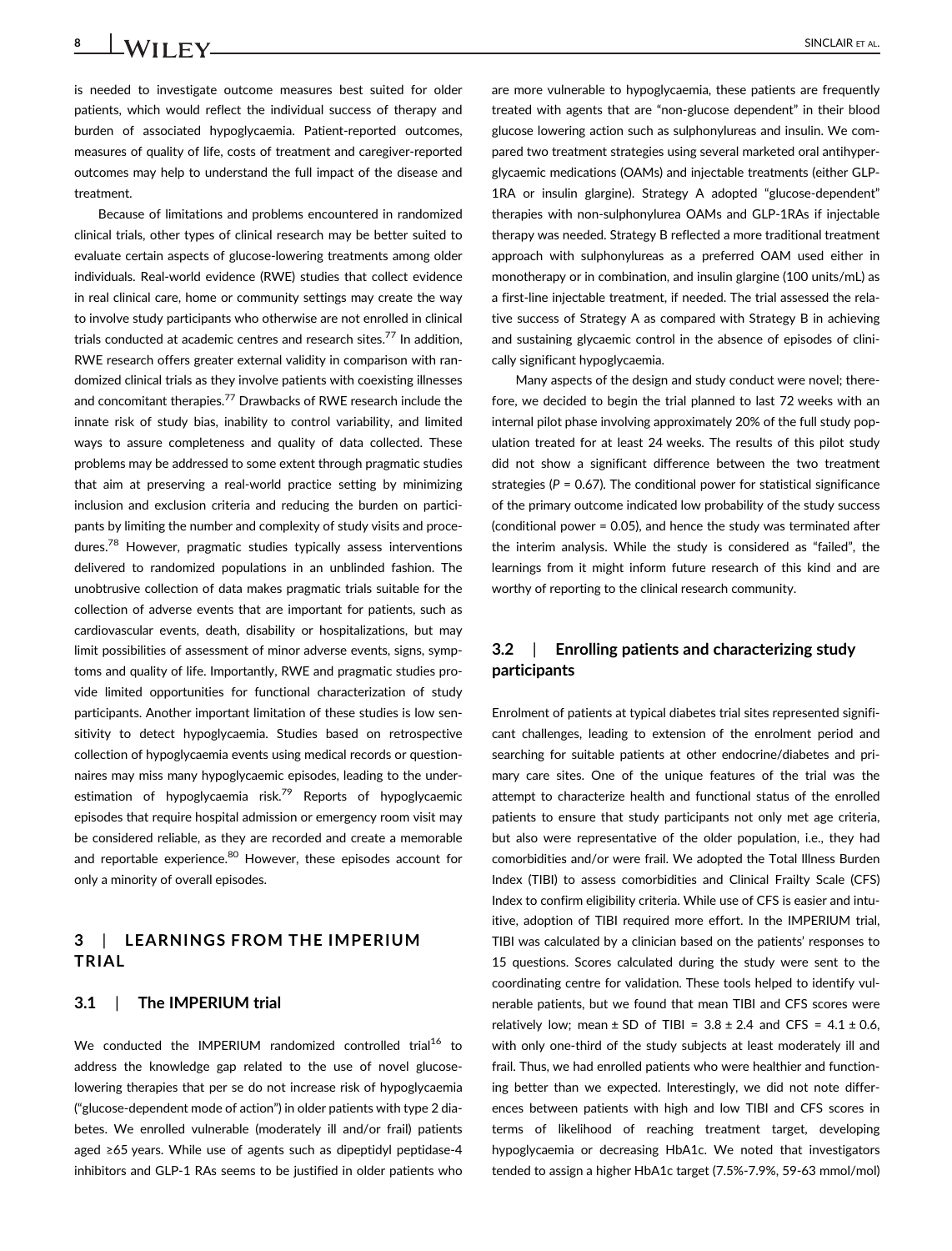is needed to investigate outcome measures best suited for older patients, which would reflect the individual success of therapy and burden of associated hypoglycaemia. Patient-reported outcomes, measures of quality of life, costs of treatment and caregiver-reported outcomes may help to understand the full impact of the disease and treatment.

Because of limitations and problems encountered in randomized clinical trials, other types of clinical research may be better suited to evaluate certain aspects of glucose-lowering treatments among older individuals. Real-world evidence (RWE) studies that collect evidence in real clinical care, home or community settings may create the way to involve study participants who otherwise are not enrolled in clinical trials conducted at academic centres and research sites.[77] In addition, RWE research offers greater external validity in comparison with randomized clinical trials as they involve patients with coexisting illnesses and concomitant therapies.[77] Drawbacks of RWE research include the innate risk of study bias, inability to control variability, and limited ways to assure completeness and quality of data collected. These problems may be addressed to some extent through pragmatic studies that aim at preserving a real-world practice setting by minimizing inclusion and exclusion criteria and reducing the burden on participants by limiting the number and complexity of study visits and procedures.[78] However, pragmatic studies typically assess interventions delivered to randomized populations in an unblinded fashion. The unobtrusive collection of data makes pragmatic trials suitable for the collection of adverse events that are important for patients, such as cardiovascular events, death, disability or hospitalizations, but may limit possibilities of assessment of minor adverse events, signs, symptoms and quality of life. Importantly, RWE and pragmatic studies provide limited opportunities for functional characterization of study participants. Another important limitation of these studies is low sensitivity to detect hypoglycaemia. Studies based on retrospective collection of hypoglycaemia events using medical records or questionnaires may miss many hypoglycaemic episodes, leading to the underestimation of hypoglycaemia risk.[79] Reports of hypoglycaemic episodes that require hospital admission or emergency room visit may be considered reliable, as they are recorded and create a memorable and reportable experience.[80] However, these episodes account for only a minority of overall episodes.

## 3 | LEARNINGS FROM THE IMPERIUM TRIAL

### 3.1 | The IMPERIUM trial

We conducted the IMPERIUM randomized controlled trial[16] to address the knowledge gap related to the use of novel glucose-lowering therapies that per se do not increase risk of hypoglycaemia ("glucose-dependent mode of action") in older patients with type 2 diabetes. We enrolled vulnerable (moderately ill and/or frail) patients aged ≥65 years. While use of agents such as dipeptidyl peptidase-4 inhibitors and GLP-1 RAs seems to be justified in older patients who are more vulnerable to hypoglycaemia, these patients are frequently treated with agents that are "non-glucose dependent" in their blood glucose lowering action such as sulphonylureas and insulin. We compared two treatment strategies using several marketed oral antihyperglycaemic medications (OAMs) and injectable treatments (either GLP-1RA or insulin glargine). Strategy A adopted "glucose-dependent" therapies with non-sulphonylurea OAMs and GLP-1RAs if injectable therapy was needed. Strategy B reflected a more traditional treatment approach with sulphonylureas as a preferred OAM used either in monotherapy or in combination, and insulin glargine (100 units/mL) as a first-line injectable treatment, if needed. The trial assessed the relative success of Strategy A as compared with Strategy B in achieving and sustaining glycaemic control in the absence of episodes of clinically significant hypoglycaemia.

Many aspects of the design and study conduct were novel; therefore, we decided to begin the trial planned to last 72 weeks with an internal pilot phase involving approximately 20% of the full study population treated for at least 24 weeks. The results of this pilot study did not show a significant difference between the two treatment strategies ($P = 0.67$). The conditional power for statistical significance of the primary outcome indicated low probability of the study success (conditional power = 0.05), and hence the study was terminated after the interim analysis. While the study is considered as "failed", the learnings from it might inform future research of this kind and are worthy of reporting to the clinical research community.

### 3.2 | Enrolling patients and characterizing study participants

Enrolment of patients at typical diabetes trial sites represented significant challenges, leading to extension of the enrolment period and searching for suitable patients at other endocrine/diabetes and primary care sites. One of the unique features of the trial was the attempt to characterize health and functional status of the enrolled patients to ensure that study participants not only met age criteria, but also were representative of the older population, i.e., they had comorbidities and/or were frail. We adopted the Total Illness Burden Index (TIBI) to assess comorbidities and Clinical Frailty Scale (CFS) Index to confirm eligibility criteria. While use of CFS is easier and intuitive, adoption of TIBI required more effort. In the IMPERIUM trial, TIBI was calculated by a clinician based on the patients' responses to 15 questions. Scores calculated during the study were sent to the coordinating centre for validation. These tools helped to identify vulnerable patients, but we found that mean TIBI and CFS scores were relatively low; mean ± SD of TIBI = 3.8 ± 2.4 and CFS = 4.1 ± 0.6, with only one-third of the study subjects at least moderately ill and frail. Thus, we had enrolled patients who were healthier and functioning better than we expected. Interestingly, we did not note differences between patients with high and low TIBI and CFS scores in terms of likelihood of reaching treatment target, developing hypoglycaemia or decreasing HbA1c. We noted that investigators tended to assign a higher HbA1c target (7.5%-7.9%, 59-63 mmol/mol)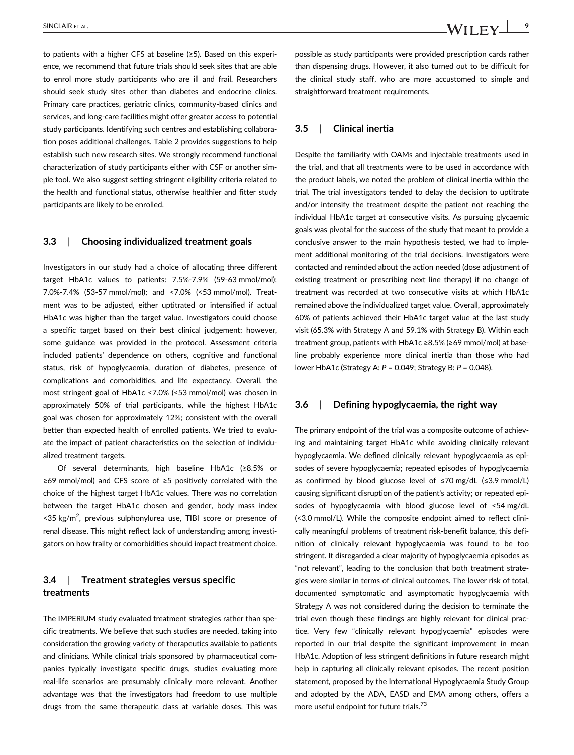to patients with a higher CFS at baseline (≥5). Based on this experience, we recommend that future trials should seek sites that are able to enrol more study participants who are ill and frail. Researchers should seek study sites other than diabetes and endocrine clinics. Primary care practices, geriatric clinics, community-based clinics and services, and long-care facilities might offer greater access to potential study participants. Identifying such centres and establishing collaboration poses additional challenges. Table 2 provides suggestions to help establish such new research sites. We strongly recommend functional characterization of study participants either with CSF or another simple tool. We also suggest setting stringent eligibility criteria related to the health and functional status, otherwise healthier and fitter study participants are likely to be enrolled.

### 3.3 | Choosing individualized treatment goals

Investigators in our study had a choice of allocating three different target HbA1c values to patients: 7.5%-7.9% (59-63 mmol/mol); 7.0%-7.4% (53-57 mmol/mol); and <7.0% (<53 mmol/mol). Treatment was to be adjusted, either uptitrated or intensified if actual HbA1c was higher than the target value. Investigators could choose a specific target based on their best clinical judgement; however, some guidance was provided in the protocol. Assessment criteria included patients' dependence on others, cognitive and functional status, risk of hypoglycaemia, duration of diabetes, presence of complications and comorbidities, and life expectancy. Overall, the most stringent goal of HbA1c <7.0% (<53 mmol/mol) was chosen in approximately 50% of trial participants, while the highest HbA1c goal was chosen for approximately 12%; consistent with the overall better than expected health of enrolled patients. We tried to evaluate the impact of patient characteristics on the selection of individualized treatment targets.

Of several determinants, high baseline HbA1c (≥8.5% or ≥69 mmol/mol) and CFS score of ≥5 positively correlated with the choice of the highest target HbA1c values. There was no correlation between the target HbA1c chosen and gender, body mass index <35 kg/m$^2$, previous sulphonylurea use, TIBI score or presence of renal disease. This might reflect lack of understanding among investigators on how frailty or comorbidities should impact treatment choice.

### 3.4 | Treatment strategies versus specific treatments

The IMPERIUM study evaluated treatment strategies rather than specific treatments. We believe that such studies are needed, taking into consideration the growing variety of therapeutics available to patients and clinicians. While clinical trials sponsored by pharmaceutical companies typically investigate specific drugs, studies evaluating more real-life scenarios are presumably clinically more relevant. Another advantage was that the investigators had freedom to use multiple drugs from the same therapeutic class at variable doses. This was possible as study participants were provided prescription cards rather than dispensing drugs. However, it also turned out to be difficult for the clinical study staff, who are more accustomed to simple and straightforward treatment requirements.

### 3.5 | Clinical inertia

Despite the familiarity with OAMs and injectable treatments used in the trial, and that all treatments were to be used in accordance with the product labels, we noted the problem of clinical inertia within the trial. The trial investigators tended to delay the decision to uptitrate and/or intensify the treatment despite the patient not reaching the individual HbA1c target at consecutive visits. As pursuing glycaemic goals was pivotal for the success of the study that meant to provide a conclusive answer to the main hypothesis tested, we had to implement additional monitoring of the trial decisions. Investigators were contacted and reminded about the action needed (dose adjustment of existing treatment or prescribing next line therapy) if no change of treatment was recorded at two consecutive visits at which HbA1c remained above the individualized target value. Overall, approximately 60% of patients achieved their HbA1c target value at the last study visit (65.3% with Strategy A and 59.1% with Strategy B). Within each treatment group, patients with HbA1c ≥8.5% (≥69 mmol/mol) at baseline probably experience more clinical inertia than those who had lower HbA1c (Strategy A: $P = 0.049$; Strategy B: $P = 0.048$).

### 3.6 | Defining hypoglycaemia, the right way

The primary endpoint of the trial was a composite outcome of achieving and maintaining target HbA1c while avoiding clinically relevant hypoglycaemia. We defined clinically relevant hypoglycaemia as episodes of severe hypoglycaemia; repeated episodes of hypoglycaemia as confirmed by blood glucose level of ≤70 mg/dL (≤3.9 mmol/L) causing significant disruption of the patient's activity; or repeated episodes of hypoglycaemia with blood glucose level of <54 mg/dL (<3.0 mmol/L). While the composite endpoint aimed to reflect clinically meaningful problems of treatment risk-benefit balance, this definition of clinically relevant hypoglycaemia was found to be too stringent. It disregarded a clear majority of hypoglycaemia episodes as "not relevant", leading to the conclusion that both treatment strategies were similar in terms of clinical outcomes. The lower risk of total, documented symptomatic and asymptomatic hypoglycaemia with Strategy A was not considered during the decision to terminate the trial even though these findings are highly relevant for clinical practice. Very few "clinically relevant hypoglycaemia" episodes were reported in our trial despite the significant improvement in mean HbA1c. Adoption of less stringent definitions in future research might help in capturing all clinically relevant episodes. The recent position statement, proposed by the International Hypoglycaemia Study Group and adopted by the ADA, EASD and EMA among others, offers a more useful endpoint for future trials.[73]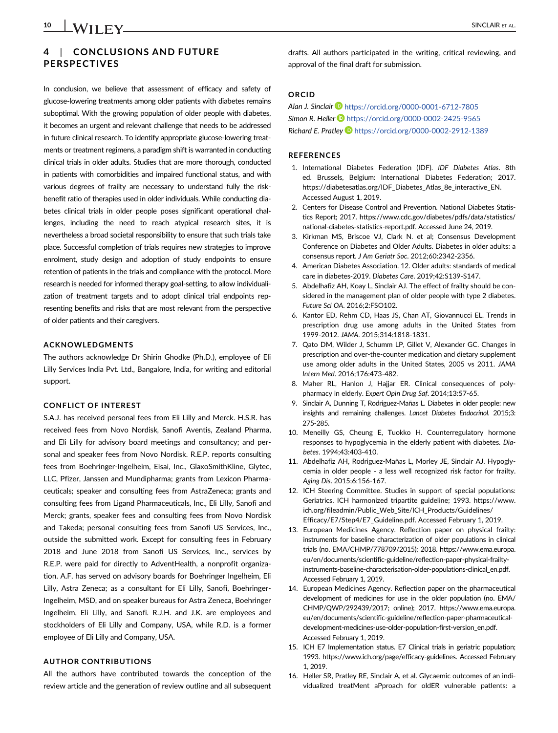## 4 | CONCLUSIONS AND FUTURE PERSPECTIVES

In conclusion, we believe that assessment of efficacy and safety of glucose-lowering treatments among older patients with diabetes remains suboptimal. With the growing population of older people with diabetes, it becomes an urgent and relevant challenge that needs to be addressed in future clinical research. To identify appropriate glucose-lowering treatments or treatment regimens, a paradigm shift is warranted in conducting clinical trials in older adults. Studies that are more thorough, conducted in patients with comorbidities and impaired functional status, and with various degrees of frailty are necessary to understand fully the risk-benefit ratio of therapies used in older individuals. While conducting diabetes clinical trials in older people poses significant operational challenges, including the need to reach atypical research sites, it is nevertheless a broad societal responsibility to ensure that such trials take place. Successful completion of trials requires new strategies to improve enrolment, study design and adoption of study endpoints to ensure retention of patients in the trials and compliance with the protocol. More research is needed for informed therapy goal-setting, to allow individualization of treatment targets and to adopt clinical trial endpoints representing benefits and risks that are most relevant from the perspective of older patients and their caregivers.

### ACKNOWLEDGMENTS

The authors acknowledge Dr Shirin Ghodke (Ph.D.), employee of Eli Lilly Services India Pvt. Ltd., Bangalore, India, for writing and editorial support.

### CONFLICT OF INTEREST

S.A.J. has received personal fees from Eli Lilly and Merck. H.S.R. has received fees from Novo Nordisk, Sanofi Aventis, Zealand Pharma, and Eli Lilly for advisory board meetings and consultancy; and personal and speaker fees from Novo Nordisk. R.E.P. reports consulting fees from Boehringer-Ingelheim, Eisai, Inc., GlaxoSmithKline, Glytec, LLC, Pfizer, Janssen and Mundipharma; grants from Lexicon Pharmaceuticals; speaker and consulting fees from AstraZeneca; grants and consulting fees from Ligand Pharmaceuticals, Inc., Eli Lilly, Sanofi and Merck; grants, speaker fees and consulting fees from Novo Nordisk and Takeda; personal consulting fees from Sanofi US Services, Inc., outside the submitted work. Except for consulting fees in February 2018 and June 2018 from Sanofi US Services, Inc., services by R.E.P. were paid for directly to AdventHealth, a nonprofit organization. A.F. has served on advisory boards for Boehringer Ingelheim, Eli Lilly, Astra Zeneca; as a consultant for Eli Lilly, Sanofi, Boehringer-Ingelheim, MSD, and on speaker bureaus for Astra Zeneca, Boehringer Ingelheim, Eli Lilly, and Sanofi. R.J.H. and J.K. are employees and stockholders of Eli Lilly and Company, USA, while R.D. is a former employee of Eli Lilly and Company, USA.

### AUTHOR CONTRIBUTIONS

All the authors have contributed towards the conception of the review article and the generation of review outline and all subsequent drafts. All authors participated in the writing, critical reviewing, and approval of the final draft for submission.

### ORCID

*Alan J. Sinclair* https://orcid.org/0000-0001-6712-7805
*Simon R. Heller* https://orcid.org/0000-0002-2425-9565
*Richard E. Pratley* https://orcid.org/0000-0002-2912-1389

### REFERENCES

1. International Diabetes Federation (IDF). *IDF Diabetes Atlas*. 8th ed. Brussels, Belgium: International Diabetes Federation; 2017. https://diabetesatlas.org/IDF_Diabetes_Atlas_8e_interactive_EN. Accessed August 1, 2019.
2. Centers for Disease Control and Prevention. National Diabetes Statistics Report; 2017. https://www.cdc.gov/diabetes/pdfs/data/statistics/national-diabetes-statistics-report.pdf. Accessed June 24, 2019.
3. Kirkman MS, Briscoe VJ, Clark N. et al; Consensus Development Conference on Diabetes and Older Adults. Diabetes in older adults: a consensus report. *J Am Geriatr Soc*. 2012;60:2342-2356.
4. American Diabetes Association. 12. Older adults: standards of medical care in diabetes-2019. *Diabetes Care*. 2019;42:S139-S147.
5. Abdelhafiz AH, Koay L, Sinclair AJ. The effect of frailty should be considered in the management plan of older people with type 2 diabetes. *Future Sci OA*. 2016;2:FSO102.
6. Kantor ED, Rehm CD, Haas JS, Chan AT, Giovannucci EL. Trends in prescription drug use among adults in the United States from 1999-2012. *JAMA*. 2015;314:1818-1831.
7. Qato DM, Wilder J, Schumm LP, Gillet V, Alexander GC. Changes in prescription and over-the-counter medication and dietary supplement use among older adults in the United States, 2005 vs 2011. *JAMA Intern Med*. 2016;176:473-482.
8. Maher RL, Hanlon J, Hajjar ER. Clinical consequences of polypharmacy in elderly. *Expert Opin Drug Saf*. 2014;13:57-65.
9. Sinclair A, Dunning T, Rodriguez-Mañas L. Diabetes in older people: new insights and remaining challenges. *Lancet Diabetes Endocrinol*. 2015;3:275-285.
10. Meneilly GS, Cheung E, Tuokko H. Counterregulatory hormone responses to hypoglycemia in the elderly patient with diabetes. *Diabetes*. 1994;43:403-410.
11. Abdelhafiz AH, Rodriguez-Mañas L, Morley JE, Sinclair AJ. Hypoglycemia in older people - a less well recognized risk factor for frailty. *Aging Dis*. 2015;6:156-167.
12. ICH Steering Committee. Studies in support of special populations: Geriatrics. ICH harmonized tripartite guideline; 1993. https://www.ich.org/fileadmin/Public_Web_Site/ICH_Products/Guidelines/Efficacy/E7/Step4/E7_Guideline.pdf. Accessed February 1, 2019.
13. European Medicines Agency. Reflection paper on physical frailty: instruments for baseline characterization of older populations in clinical trials (no. EMA/CHMP/778709/2015); 2018. https://www.ema.europa.eu/en/documents/scientific-guideline/reflection-paper-physical-frailty-instruments-baseline-characterisation-older-populations-clinical_en.pdf. Accessed February 1, 2019.
14. European Medicines Agency. Reflection paper on the pharmaceutical development of medicines for use in the older population (no. EMA/CHMP/QWP/292439/2017; online); 2017. https://www.ema.europa.eu/en/documents/scientific-guideline/reflection-paper-pharmaceutical-development-medicines-use-older-population-first-version_en.pdf. Accessed February 1, 2019.
15. ICH E7 Implementation status. E7 Clinical trials in geriatric population; 1993. https://www.ich.org/page/efficacy-guidelines. Accessed February 1, 2019.
16. Heller SR, Pratley RE, Sinclair A, et al. Glycaemic outcomes of an individualized treatMent aPproach for oldER vulnerable patIents: a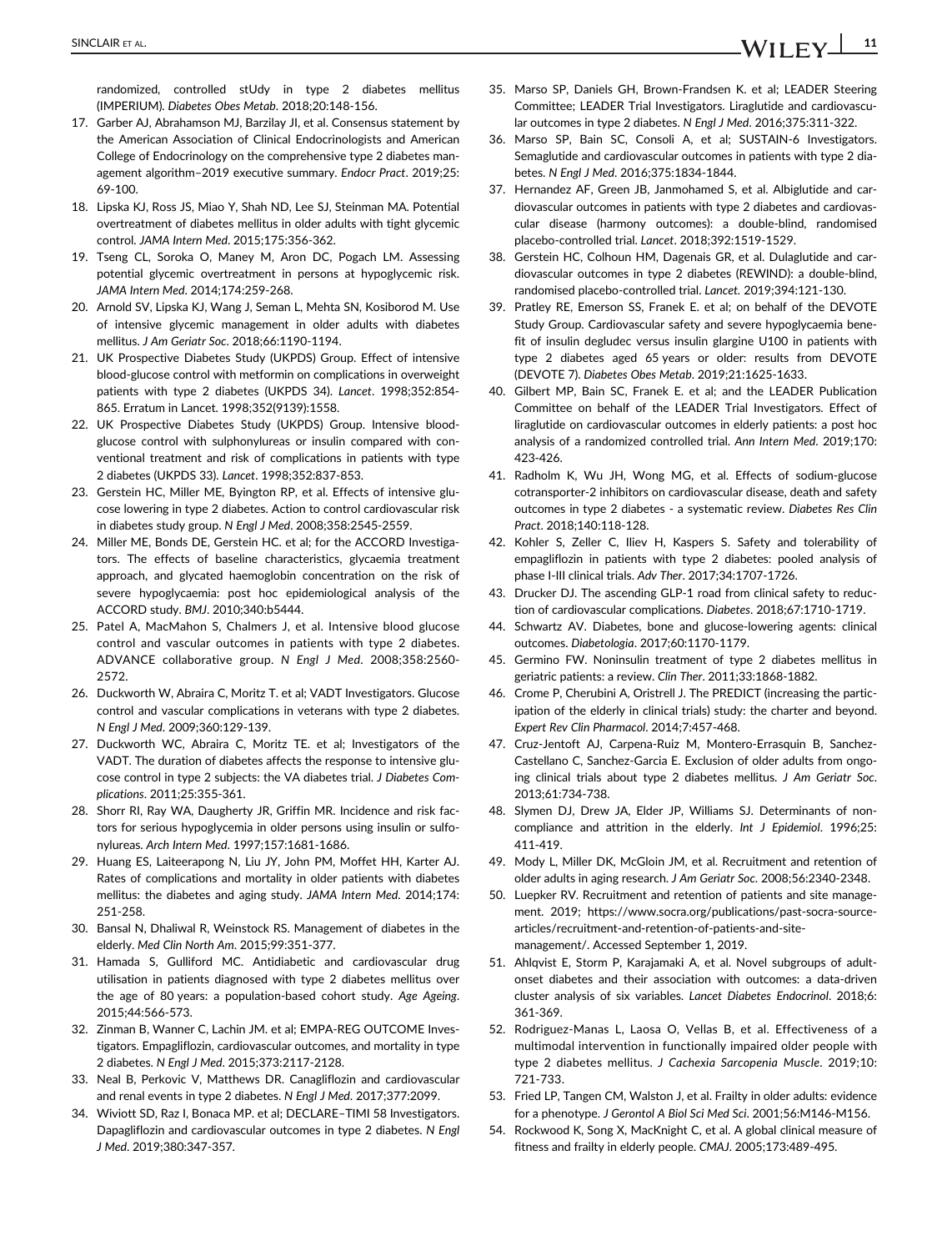randomized, controlled stUdy in type 2 diabetes mellitus (IMPERIUM). *Diabetes Obes Metab*. 2018;20:148-156.

17. Garber AJ, Abrahamson MJ, Barzilay JI, et al. Consensus statement by the American Association of Clinical Endocrinologists and American College of Endocrinology on the comprehensive type 2 diabetes management algorithm–2019 executive summary. *Endocr Pract*. 2019;25: 69-100.
18. Lipska KJ, Ross JS, Miao Y, Shah ND, Lee SJ, Steinman MA. Potential overtreatment of diabetes mellitus in older adults with tight glycemic control. *JAMA Intern Med*. 2015;175:356-362.
19. Tseng CL, Soroka O, Maney M, Aron DC, Pogach LM. Assessing potential glycemic overtreatment in persons at hypoglycemic risk. *JAMA Intern Med*. 2014;174:259-268.
20. Arnold SV, Lipska KJ, Wang J, Seman L, Mehta SN, Kosiborod M. Use of intensive glycemic management in older adults with diabetes mellitus. *J Am Geriatr Soc*. 2018;66:1190-1194.
21. UK Prospective Diabetes Study (UKPDS) Group. Effect of intensive blood-glucose control with metformin on complications in overweight patients with type 2 diabetes (UKPDS 34). *Lancet*. 1998;352:854-865. Erratum in Lancet. 1998;352(9139):1558.
22. UK Prospective Diabetes Study (UKPDS) Group. Intensive blood-glucose control with sulphonylureas or insulin compared with conventional treatment and risk of complications in patients with type 2 diabetes (UKPDS 33). *Lancet*. 1998;352:837-853.
23. Gerstein HC, Miller ME, Byington RP, et al. Effects of intensive glucose lowering in type 2 diabetes. Action to control cardiovascular risk in diabetes study group. *N Engl J Med*. 2008;358:2545-2559.
24. Miller ME, Bonds DE, Gerstein HC. et al; for the ACCORD Investigators. The effects of baseline characteristics, glycaemia treatment approach, and glycated haemoglobin concentration on the risk of severe hypoglycaemia: post hoc epidemiological analysis of the ACCORD study. *BMJ*. 2010;340:b5444.
25. Patel A, MacMahon S, Chalmers J, et al. Intensive blood glucose control and vascular outcomes in patients with type 2 diabetes. ADVANCE collaborative group. *N Engl J Med*. 2008;358:2560-2572.
26. Duckworth W, Abraira C, Moritz T. et al; VADT Investigators. Glucose control and vascular complications in veterans with type 2 diabetes. *N Engl J Med*. 2009;360:129-139.
27. Duckworth WC, Abraira C, Moritz TE. et al; Investigators of the VADT. The duration of diabetes affects the response to intensive glucose control in type 2 subjects: the VA diabetes trial. *J Diabetes Complications*. 2011;25:355-361.
28. Shorr RI, Ray WA, Daugherty JR, Griffin MR. Incidence and risk factors for serious hypoglycemia in older persons using insulin or sulfonylureas. *Arch Intern Med*. 1997;157:1681-1686.
29. Huang ES, Laiteerapong N, Liu JY, John PM, Moffet HH, Karter AJ. Rates of complications and mortality in older patients with diabetes mellitus: the diabetes and aging study. *JAMA Intern Med*. 2014;174: 251-258.
30. Bansal N, Dhaliwal R, Weinstock RS. Management of diabetes in the elderly. *Med Clin North Am*. 2015;99:351-377.
31. Hamada S, Gulliford MC. Antidiabetic and cardiovascular drug utilisation in patients diagnosed with type 2 diabetes mellitus over the age of 80 years: a population-based cohort study. *Age Ageing*. 2015;44:566-573.
32. Zinman B, Wanner C, Lachin JM. et al; EMPA-REG OUTCOME Investigators. Empagliflozin, cardiovascular outcomes, and mortality in type 2 diabetes. *N Engl J Med*. 2015;373:2117-2128.
33. Neal B, Perkovic V, Matthews DR. Canagliflozin and cardiovascular and renal events in type 2 diabetes. *N Engl J Med*. 2017;377:2099.
34. Wiviott SD, Raz I, Bonaca MP. et al; DECLARE–TIMI 58 Investigators. Dapagliflozin and cardiovascular outcomes in type 2 diabetes. *N Engl J Med*. 2019;380:347-357.
35. Marso SP, Daniels GH, Brown-Frandsen K. et al; LEADER Steering Committee; LEADER Trial Investigators. Liraglutide and cardiovascular outcomes in type 2 diabetes. *N Engl J Med*. 2016;375:311-322.
36. Marso SP, Bain SC, Consoli A, et al; SUSTAIN-6 Investigators. Semaglutide and cardiovascular outcomes in patients with type 2 diabetes. *N Engl J Med*. 2016;375:1834-1844.
37. Hernandez AF, Green JB, Janmohamed S, et al. Albiglutide and cardiovascular outcomes in patients with type 2 diabetes and cardiovascular disease (harmony outcomes): a double-blind, randomised placebo-controlled trial. *Lancet*. 2018;392:1519-1529.
38. Gerstein HC, Colhoun HM, Dagenais GR, et al. Dulaglutide and cardiovascular outcomes in type 2 diabetes (REWIND): a double-blind, randomised placebo-controlled trial. *Lancet*. 2019;394:121-130.
39. Pratley RE, Emerson SS, Franek E. et al; on behalf of the DEVOTE Study Group. Cardiovascular safety and severe hypoglycaemia benefit of insulin degludec versus insulin glargine U100 in patients with type 2 diabetes aged 65 years or older: results from DEVOTE (DEVOTE 7). *Diabetes Obes Metab*. 2019;21:1625-1633.
40. Gilbert MP, Bain SC, Franek E. et al; and the LEADER Publication Committee on behalf of the LEADER Trial Investigators. Effect of liraglutide on cardiovascular outcomes in elderly patients: a post hoc analysis of a randomized controlled trial. *Ann Intern Med*. 2019;170: 423-426.
41. Radholm K, Wu JH, Wong MG, et al. Effects of sodium-glucose cotransporter-2 inhibitors on cardiovascular disease, death and safety outcomes in type 2 diabetes - a systematic review. *Diabetes Res Clin Pract*. 2018;140:118-128.
42. Kohler S, Zeller C, Iliev H, Kaspers S. Safety and tolerability of empagliflozin in patients with type 2 diabetes: pooled analysis of phase I-III clinical trials. *Adv Ther*. 2017;34:1707-1726.
43. Drucker DJ. The ascending GLP-1 road from clinical safety to reduction of cardiovascular complications. *Diabetes*. 2018;67:1710-1719.
44. Schwartz AV. Diabetes, bone and glucose-lowering agents: clinical outcomes. *Diabetologia*. 2017;60:1170-1179.
45. Germino FW. Noninsulin treatment of type 2 diabetes mellitus in geriatric patients: a review. *Clin Ther*. 2011;33:1868-1882.
46. Crome P, Cherubini A, Oristrell J. The PREDICT (increasing the participation of the elderly in clinical trials) study: the charter and beyond. *Expert Rev Clin Pharmacol*. 2014;7:457-468.
47. Cruz-Jentoft AJ, Carpena-Ruiz M, Montero-Errasquin B, Sanchez-Castellano C, Sanchez-Garcia E. Exclusion of older adults from ongoing clinical trials about type 2 diabetes mellitus. *J Am Geriatr Soc*. 2013;61:734-738.
48. Slymen DJ, Drew JA, Elder JP, Williams SJ. Determinants of non-compliance and attrition in the elderly. *Int J Epidemiol*. 1996;25: 411-419.
49. Mody L, Miller DK, McGloin JM, et al. Recruitment and retention of older adults in aging research. *J Am Geriatr Soc*. 2008;56:2340-2348.
50. Luepker RV. Recruitment and retention of patients and site management. 2019; https://www.socra.org/publications/past-socra-source-articles/recruitment-and-retention-of-patients-and-site-management/. Accessed September 1, 2019.
51. Ahlqvist E, Storm P, Karajamaki A, et al. Novel subgroups of adult-onset diabetes and their association with outcomes: a data-driven cluster analysis of six variables. *Lancet Diabetes Endocrinol*. 2018;6: 361-369.
52. Rodriguez-Manas L, Laosa O, Vellas B, et al. Effectiveness of a multimodal intervention in functionally impaired older people with type 2 diabetes mellitus. *J Cachexia Sarcopenia Muscle*. 2019;10: 721-733.
53. Fried LP, Tangen CM, Walston J, et al. Frailty in older adults: evidence for a phenotype. *J Gerontol A Biol Sci Med Sci*. 2001;56:M146-M156.
54. Rockwood K, Song X, MacKnight C, et al. A global clinical measure of fitness and frailty in elderly people. *CMAJ*. 2005;173:489-495.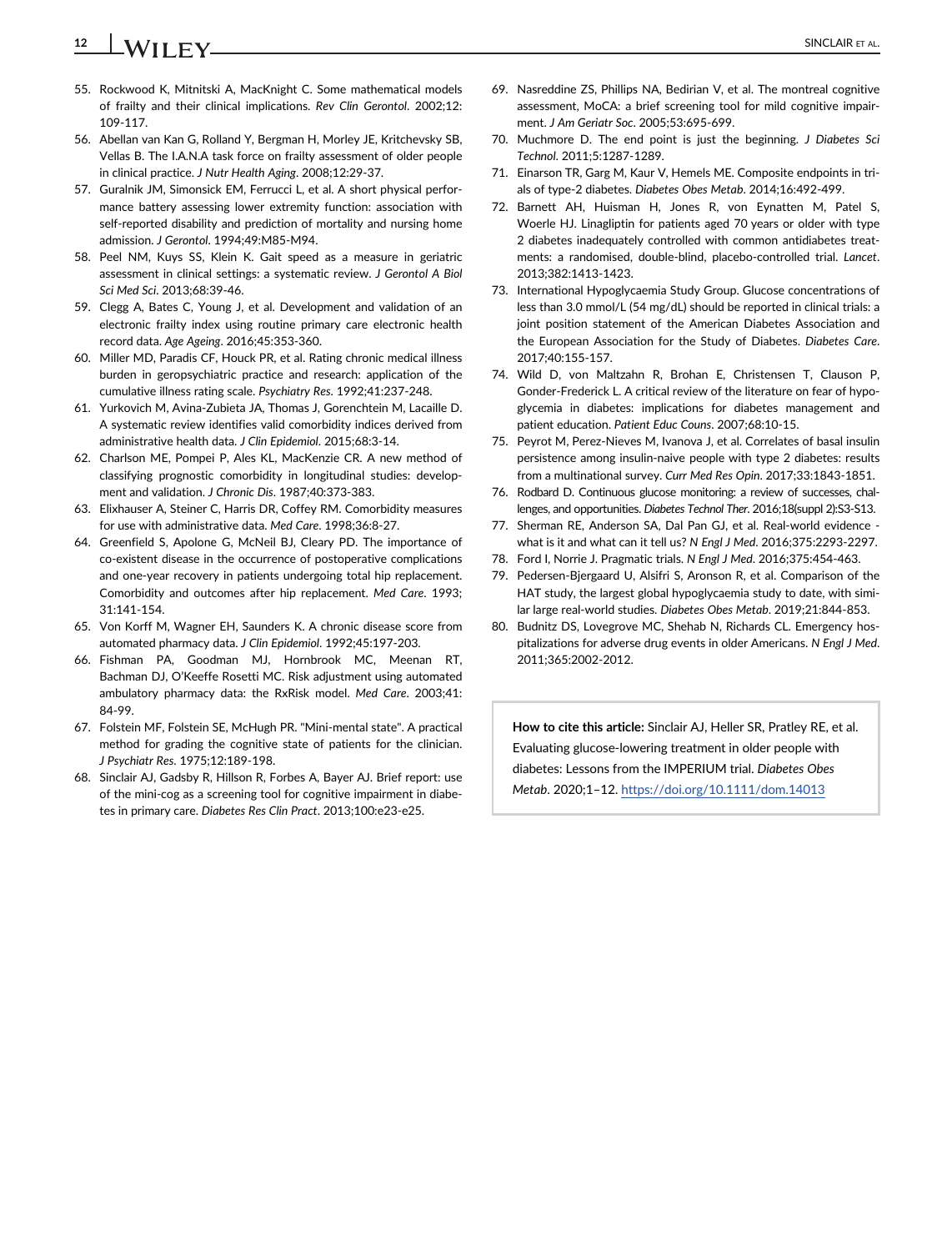55. Rockwood K, Mitnitski A, MacKnight C. Some mathematical models of frailty and their clinical implications. *Rev Clin Gerontol*. 2002;12:109-117.
56. Abellan van Kan G, Rolland Y, Bergman H, Morley JE, Kritchevsky SB, Vellas B. The I.A.N.A task force on frailty assessment of older people in clinical practice. *J Nutr Health Aging*. 2008;12:29-37.
57. Guralnik JM, Simonsick EM, Ferrucci L, et al. A short physical performance battery assessing lower extremity function: association with self-reported disability and prediction of mortality and nursing home admission. *J Gerontol*. 1994;49:M85-M94.
58. Peel NM, Kuys SS, Klein K. Gait speed as a measure in geriatric assessment in clinical settings: a systematic review. *J Gerontol A Biol Sci Med Sci*. 2013;68:39-46.
59. Clegg A, Bates C, Young J, et al. Development and validation of an electronic frailty index using routine primary care electronic health record data. *Age Ageing*. 2016;45:353-360.
60. Miller MD, Paradis CF, Houck PR, et al. Rating chronic medical illness burden in geropsychiatric practice and research: application of the cumulative illness rating scale. *Psychiatry Res*. 1992;41:237-248.
61. Yurkovich M, Avina-Zubieta JA, Thomas J, Gorenchtein M, Lacaille D. A systematic review identifies valid comorbidity indices derived from administrative health data. *J Clin Epidemiol*. 2015;68:3-14.
62. Charlson ME, Pompei P, Ales KL, MacKenzie CR. A new method of classifying prognostic comorbidity in longitudinal studies: development and validation. *J Chronic Dis*. 1987;40:373-383.
63. Elixhauser A, Steiner C, Harris DR, Coffey RM. Comorbidity measures for use with administrative data. *Med Care*. 1998;36:8-27.
64. Greenfield S, Apolone G, McNeil BJ, Cleary PD. The importance of co-existent disease in the occurrence of postoperative complications and one-year recovery in patients undergoing total hip replacement. Comorbidity and outcomes after hip replacement. *Med Care*. 1993;31:141-154.
65. Von Korff M, Wagner EH, Saunders K. A chronic disease score from automated pharmacy data. *J Clin Epidemiol*. 1992;45:197-203.
66. Fishman PA, Goodman MJ, Hornbrook MC, Meenan RT, Bachman DJ, O'Keeffe Rosetti MC. Risk adjustment using automated ambulatory pharmacy data: the RxRisk model. *Med Care*. 2003;41:84-99.
67. Folstein MF, Folstein SE, McHugh PR. "Mini-mental state". A practical method for grading the cognitive state of patients for the clinician. *J Psychiatr Res*. 1975;12:189-198.
68. Sinclair AJ, Gadsby R, Hillson R, Forbes A, Bayer AJ. Brief report: use of the mini-cog as a screening tool for cognitive impairment in diabetes in primary care. *Diabetes Res Clin Pract*. 2013;100:e23-e25.
69. Nasreddine ZS, Phillips NA, Bedirian V, et al. The montreal cognitive assessment, MoCA: a brief screening tool for mild cognitive impairment. *J Am Geriatr Soc*. 2005;53:695-699.
70. Muchmore D. The end point is just the beginning. *J Diabetes Sci Technol*. 2011;5:1287-1289.
71. Einarson TR, Garg M, Kaur V, Hemels ME. Composite endpoints in trials of type-2 diabetes. *Diabetes Obes Metab*. 2014;16:492-499.
72. Barnett AH, Huisman H, Jones R, von Eynatten M, Patel S, Woerle HJ. Linagliptin for patients aged 70 years or older with type 2 diabetes inadequately controlled with common antidiabetes treatments: a randomised, double-blind, placebo-controlled trial. *Lancet*. 2013;382:1413-1423.
73. International Hypoglycaemia Study Group. Glucose concentrations of less than 3.0 mmol/L (54 mg/dL) should be reported in clinical trials: a joint position statement of the American Diabetes Association and the European Association for the Study of Diabetes. *Diabetes Care*. 2017;40:155-157.
74. Wild D, von Maltzahn R, Brohan E, Christensen T, Clauson P, Gonder-Frederick L. A critical review of the literature on fear of hypoglycemia in diabetes: implications for diabetes management and patient education. *Patient Educ Couns*. 2007;68:10-15.
75. Peyrot M, Perez-Nieves M, Ivanova J, et al. Correlates of basal insulin persistence among insulin-naive people with type 2 diabetes: results from a multinational survey. *Curr Med Res Opin*. 2017;33:1843-1851.
76. Rodbard D. Continuous glucose monitoring: a review of successes, challenges, and opportunities. *Diabetes Technol Ther*. 2016;18(suppl 2):S3-S13.
77. Sherman RE, Anderson SA, Dal Pan GJ, et al. Real-world evidence - what is it and what can it tell us? *N Engl J Med*. 2016;375:2293-2297.
78. Ford I, Norrie J. Pragmatic trials. *N Engl J Med*. 2016;375:454-463.
79. Pedersen-Bjergaard U, Alsifri S, Aronson R, et al. Comparison of the HAT study, the largest global hypoglycaemia study to date, with similar large real-world studies. *Diabetes Obes Metab*. 2019;21:844-853.
80. Budnitz DS, Lovegrove MC, Shehab N, Richards CL. Emergency hospitalizations for adverse drug events in older Americans. *N Engl J Med*. 2011;365:2002-2012.

**How to cite this article:** Sinclair AJ, Heller SR, Pratley RE, et al. Evaluating glucose-lowering treatment in older people with diabetes: Lessons from the IMPERIUM trial. *Diabetes Obes Metab*. 2020;1–12. https://doi.org/10.1111/dom.14013